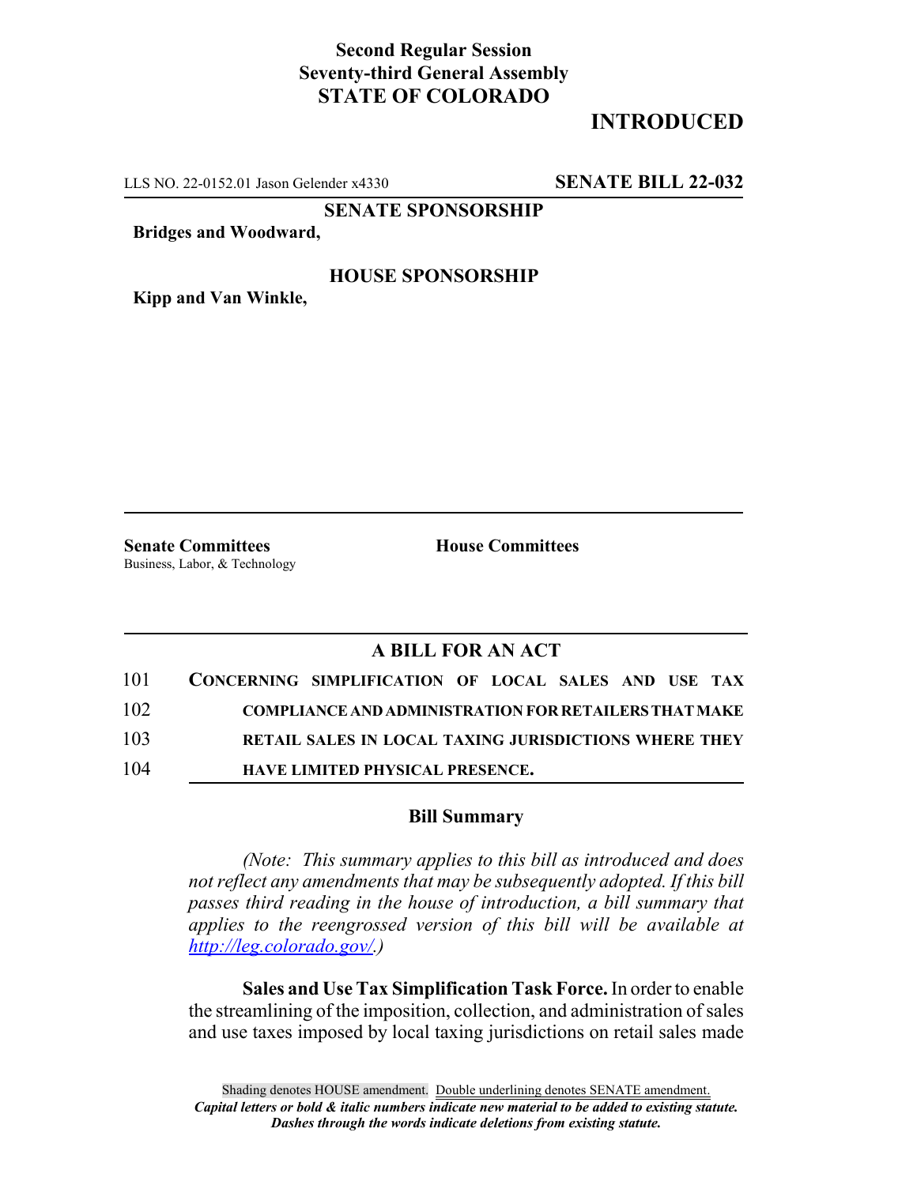**Second Regular Session**
**Seventy-third General Assembly**
**STATE OF COLORADO**

# INTRODUCED

LLS NO. 22-0152.01 Jason Gelender x4330 **SENATE BILL 22-032**

**SENATE SPONSORSHIP**

**Bridges and Woodward,**

**HOUSE SPONSORSHIP**

**Kipp and Van Winkle,**

**Senate Committees**
Business, Labor, & Technology

**House Committees**

## A BILL FOR AN ACT

101 **CONCERNING SIMPLIFICATION OF LOCAL SALES AND USE TAX**
102 **COMPLIANCE AND ADMINISTRATION FOR RETAILERS THAT MAKE**
103 **RETAIL SALES IN LOCAL TAXING JURISDICTIONS WHERE THEY**
104 **HAVE LIMITED PHYSICAL PRESENCE.**

### Bill Summary

*(Note: This summary applies to this bill as introduced and does not reflect any amendments that may be subsequently adopted. If this bill passes third reading in the house of introduction, a bill summary that applies to the reengrossed version of this bill will be available at http://leg.colorado.gov/.)*

**Sales and Use Tax Simplification Task Force.** In order to enable the streamlining of the imposition, collection, and administration of sales and use taxes imposed by local taxing jurisdictions on retail sales made

Shading denotes HOUSE amendment. Double underlining denotes SENATE amendment.
*Capital letters or bold & italic numbers indicate new material to be added to existing statute.*
*Dashes through the words indicate deletions from existing statute.*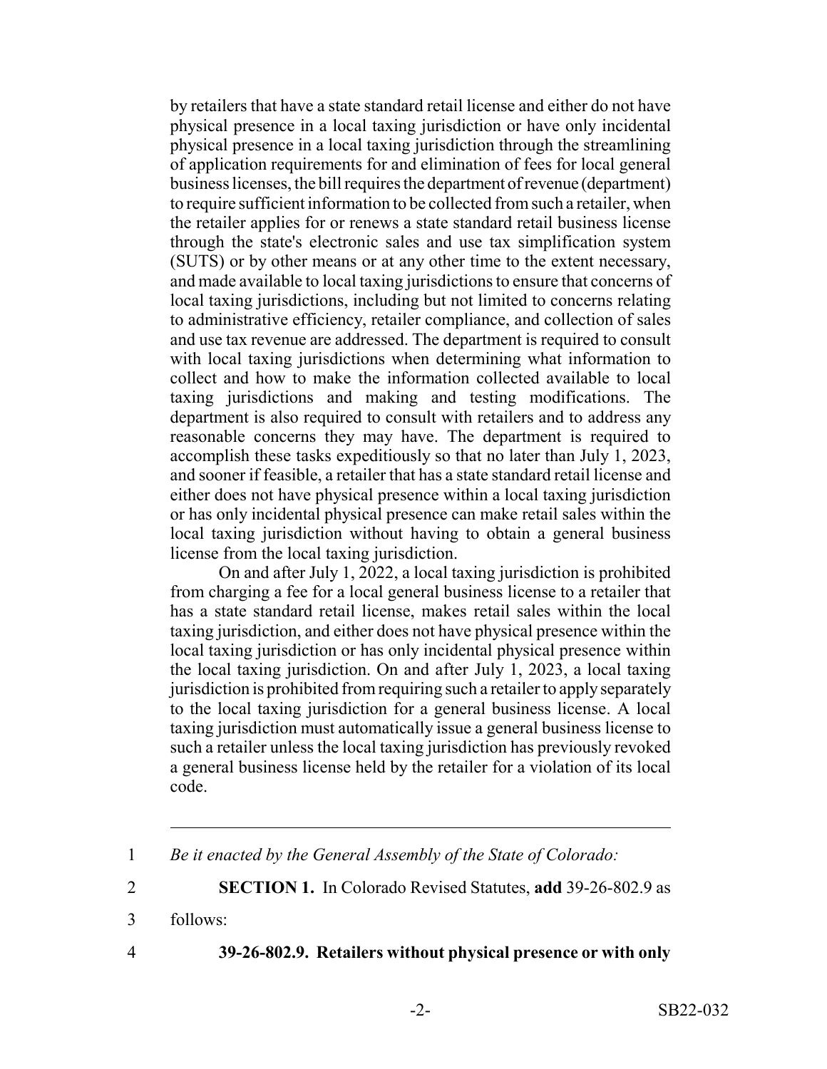by retailers that have a state standard retail license and either do not have physical presence in a local taxing jurisdiction or have only incidental physical presence in a local taxing jurisdiction through the streamlining of application requirements for and elimination of fees for local general business licenses, the bill requires the department of revenue (department) to require sufficient information to be collected from such a retailer, when the retailer applies for or renews a state standard retail business license through the state's electronic sales and use tax simplification system (SUTS) or by other means or at any other time to the extent necessary, and made available to local taxing jurisdictions to ensure that concerns of local taxing jurisdictions, including but not limited to concerns relating to administrative efficiency, retailer compliance, and collection of sales and use tax revenue are addressed. The department is required to consult with local taxing jurisdictions when determining what information to collect and how to make the information collected available to local taxing jurisdictions and making and testing modifications. The department is also required to consult with retailers and to address any reasonable concerns they may have. The department is required to accomplish these tasks expeditiously so that no later than July 1, 2023, and sooner if feasible, a retailer that has a state standard retail license and either does not have physical presence within a local taxing jurisdiction or has only incidental physical presence can make retail sales within the local taxing jurisdiction without having to obtain a general business license from the local taxing jurisdiction.

On and after July 1, 2022, a local taxing jurisdiction is prohibited from charging a fee for a local general business license to a retailer that has a state standard retail license, makes retail sales within the local taxing jurisdiction, and either does not have physical presence within the local taxing jurisdiction or has only incidental physical presence within the local taxing jurisdiction. On and after July 1, 2023, a local taxing jurisdiction is prohibited from requiring such a retailer to apply separately to the local taxing jurisdiction for a general business license. A local taxing jurisdiction must automatically issue a general business license to such a retailer unless the local taxing jurisdiction has previously revoked a general business license held by the retailer for a violation of its local code.

---

1 *Be it enacted by the General Assembly of the State of Colorado:*

2 **SECTION 1.** In Colorado Revised Statutes, **add** 39-26-802.9 as

3 follows:

4 **39-26-802.9. Retailers without physical presence or with only**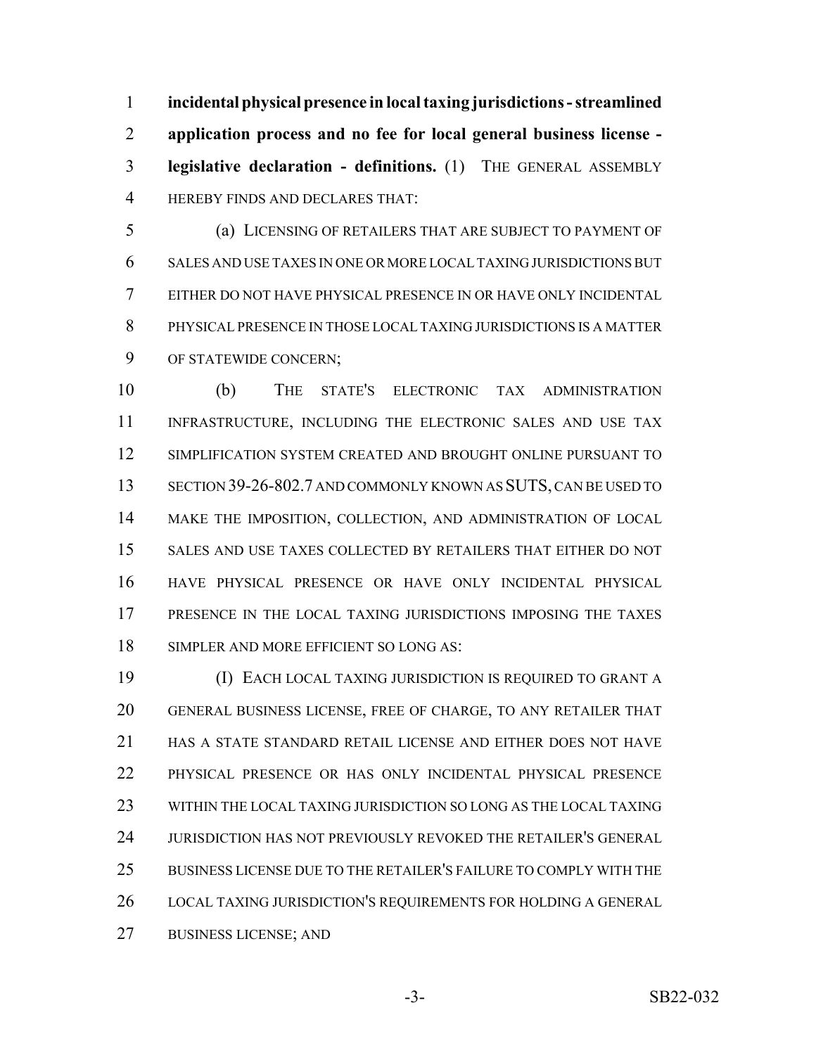**incidental physical presence in local taxing jurisdictions - streamlined application process and no fee for local general business license - legislative declaration - definitions.** (1) THE GENERAL ASSEMBLY HEREBY FINDS AND DECLARES THAT:

(a) LICENSING OF RETAILERS THAT ARE SUBJECT TO PAYMENT OF SALES AND USE TAXES IN ONE OR MORE LOCAL TAXING JURISDICTIONS BUT EITHER DO NOT HAVE PHYSICAL PRESENCE IN OR HAVE ONLY INCIDENTAL PHYSICAL PRESENCE IN THOSE LOCAL TAXING JURISDICTIONS IS A MATTER OF STATEWIDE CONCERN;

(b) THE STATE'S ELECTRONIC TAX ADMINISTRATION INFRASTRUCTURE, INCLUDING THE ELECTRONIC SALES AND USE TAX SIMPLIFICATION SYSTEM CREATED AND BROUGHT ONLINE PURSUANT TO SECTION 39-26-802.7 AND COMMONLY KNOWN AS SUTS, CAN BE USED TO MAKE THE IMPOSITION, COLLECTION, AND ADMINISTRATION OF LOCAL SALES AND USE TAXES COLLECTED BY RETAILERS THAT EITHER DO NOT HAVE PHYSICAL PRESENCE OR HAVE ONLY INCIDENTAL PHYSICAL PRESENCE IN THE LOCAL TAXING JURISDICTIONS IMPOSING THE TAXES SIMPLER AND MORE EFFICIENT SO LONG AS:

(I) EACH LOCAL TAXING JURISDICTION IS REQUIRED TO GRANT A GENERAL BUSINESS LICENSE, FREE OF CHARGE, TO ANY RETAILER THAT HAS A STATE STANDARD RETAIL LICENSE AND EITHER DOES NOT HAVE PHYSICAL PRESENCE OR HAS ONLY INCIDENTAL PHYSICAL PRESENCE WITHIN THE LOCAL TAXING JURISDICTION SO LONG AS THE LOCAL TAXING JURISDICTION HAS NOT PREVIOUSLY REVOKED THE RETAILER'S GENERAL BUSINESS LICENSE DUE TO THE RETAILER'S FAILURE TO COMPLY WITH THE LOCAL TAXING JURISDICTION'S REQUIREMENTS FOR HOLDING A GENERAL BUSINESS LICENSE; AND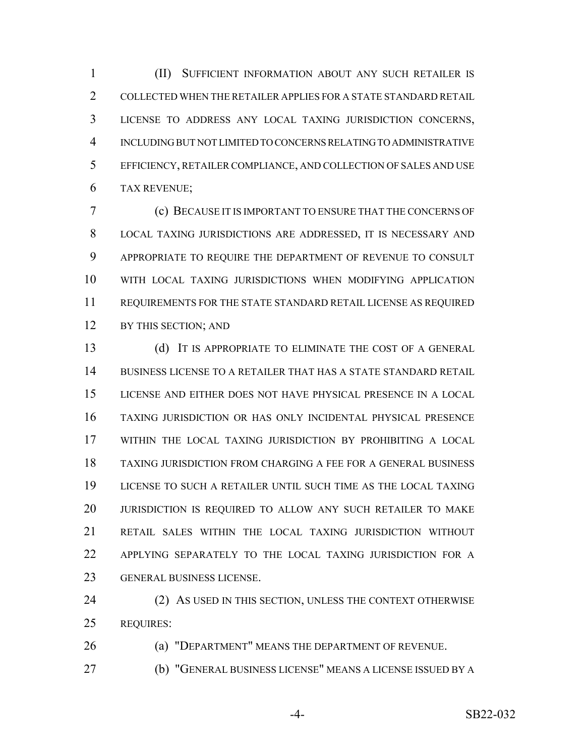(II) SUFFICIENT INFORMATION ABOUT ANY SUCH RETAILER IS COLLECTED WHEN THE RETAILER APPLIES FOR A STATE STANDARD RETAIL LICENSE TO ADDRESS ANY LOCAL TAXING JURISDICTION CONCERNS, INCLUDING BUT NOT LIMITED TO CONCERNS RELATING TO ADMINISTRATIVE EFFICIENCY, RETAILER COMPLIANCE, AND COLLECTION OF SALES AND USE TAX REVENUE;

(c) BECAUSE IT IS IMPORTANT TO ENSURE THAT THE CONCERNS OF LOCAL TAXING JURISDICTIONS ARE ADDRESSED, IT IS NECESSARY AND APPROPRIATE TO REQUIRE THE DEPARTMENT OF REVENUE TO CONSULT WITH LOCAL TAXING JURISDICTIONS WHEN MODIFYING APPLICATION REQUIREMENTS FOR THE STATE STANDARD RETAIL LICENSE AS REQUIRED BY THIS SECTION; AND

(d) IT IS APPROPRIATE TO ELIMINATE THE COST OF A GENERAL BUSINESS LICENSE TO A RETAILER THAT HAS A STATE STANDARD RETAIL LICENSE AND EITHER DOES NOT HAVE PHYSICAL PRESENCE IN A LOCAL TAXING JURISDICTION OR HAS ONLY INCIDENTAL PHYSICAL PRESENCE WITHIN THE LOCAL TAXING JURISDICTION BY PROHIBITING A LOCAL TAXING JURISDICTION FROM CHARGING A FEE FOR A GENERAL BUSINESS LICENSE TO SUCH A RETAILER UNTIL SUCH TIME AS THE LOCAL TAXING JURISDICTION IS REQUIRED TO ALLOW ANY SUCH RETAILER TO MAKE RETAIL SALES WITHIN THE LOCAL TAXING JURISDICTION WITHOUT APPLYING SEPARATELY TO THE LOCAL TAXING JURISDICTION FOR A GENERAL BUSINESS LICENSE.

(2) AS USED IN THIS SECTION, UNLESS THE CONTEXT OTHERWISE REQUIRES:

(a) "DEPARTMENT" MEANS THE DEPARTMENT OF REVENUE.

(b) "GENERAL BUSINESS LICENSE" MEANS A LICENSE ISSUED BY A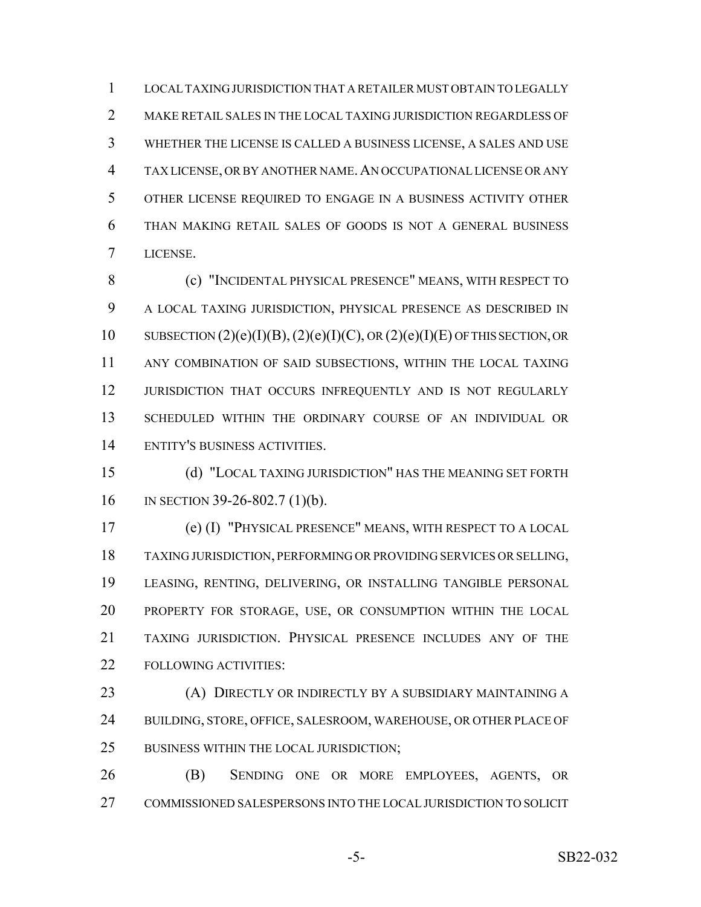LOCAL TAXING JURISDICTION THAT A RETAILER MUST OBTAIN TO LEGALLY MAKE RETAIL SALES IN THE LOCAL TAXING JURISDICTION REGARDLESS OF WHETHER THE LICENSE IS CALLED A BUSINESS LICENSE, A SALES AND USE TAX LICENSE, OR BY ANOTHER NAME. AN OCCUPATIONAL LICENSE OR ANY OTHER LICENSE REQUIRED TO ENGAGE IN A BUSINESS ACTIVITY OTHER THAN MAKING RETAIL SALES OF GOODS IS NOT A GENERAL BUSINESS LICENSE.

(c) "INCIDENTAL PHYSICAL PRESENCE" MEANS, WITH RESPECT TO A LOCAL TAXING JURISDICTION, PHYSICAL PRESENCE AS DESCRIBED IN SUBSECTION (2)(e)(I)(B), (2)(e)(I)(C), OR (2)(e)(I)(E) OF THIS SECTION, OR ANY COMBINATION OF SAID SUBSECTIONS, WITHIN THE LOCAL TAXING JURISDICTION THAT OCCURS INFREQUENTLY AND IS NOT REGULARLY SCHEDULED WITHIN THE ORDINARY COURSE OF AN INDIVIDUAL OR ENTITY'S BUSINESS ACTIVITIES.

(d) "LOCAL TAXING JURISDICTION" HAS THE MEANING SET FORTH IN SECTION 39-26-802.7 (1)(b).

(e) (I) "PHYSICAL PRESENCE" MEANS, WITH RESPECT TO A LOCAL TAXING JURISDICTION, PERFORMING OR PROVIDING SERVICES OR SELLING, LEASING, RENTING, DELIVERING, OR INSTALLING TANGIBLE PERSONAL PROPERTY FOR STORAGE, USE, OR CONSUMPTION WITHIN THE LOCAL TAXING JURISDICTION. PHYSICAL PRESENCE INCLUDES ANY OF THE FOLLOWING ACTIVITIES:

(A) DIRECTLY OR INDIRECTLY BY A SUBSIDIARY MAINTAINING A BUILDING, STORE, OFFICE, SALESROOM, WAREHOUSE, OR OTHER PLACE OF BUSINESS WITHIN THE LOCAL JURISDICTION;

(B) SENDING ONE OR MORE EMPLOYEES, AGENTS, OR COMMISSIONED SALESPERSONS INTO THE LOCAL JURISDICTION TO SOLICIT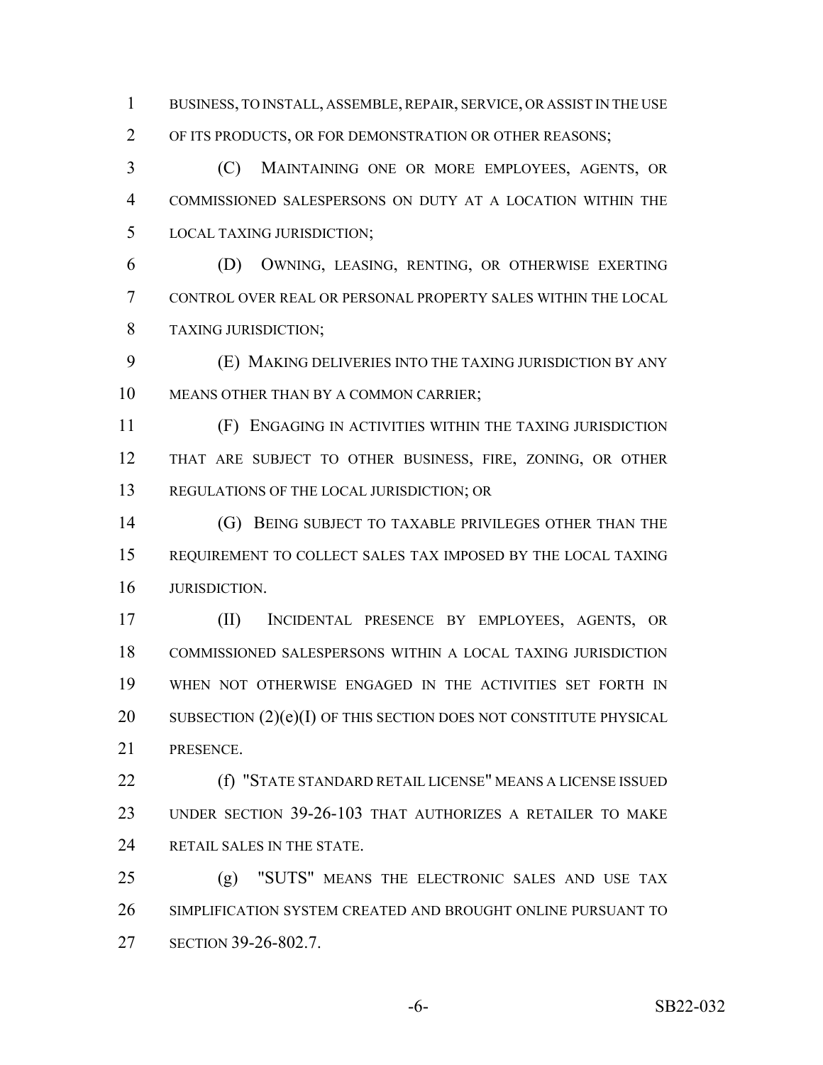BUSINESS, TO INSTALL, ASSEMBLE, REPAIR, SERVICE, OR ASSIST IN THE USE OF ITS PRODUCTS, OR FOR DEMONSTRATION OR OTHER REASONS;

(C) MAINTAINING ONE OR MORE EMPLOYEES, AGENTS, OR COMMISSIONED SALESPERSONS ON DUTY AT A LOCATION WITHIN THE LOCAL TAXING JURISDICTION;

(D) OWNING, LEASING, RENTING, OR OTHERWISE EXERTING CONTROL OVER REAL OR PERSONAL PROPERTY SALES WITHIN THE LOCAL TAXING JURISDICTION;

(E) MAKING DELIVERIES INTO THE TAXING JURISDICTION BY ANY MEANS OTHER THAN BY A COMMON CARRIER;

(F) ENGAGING IN ACTIVITIES WITHIN THE TAXING JURISDICTION THAT ARE SUBJECT TO OTHER BUSINESS, FIRE, ZONING, OR OTHER REGULATIONS OF THE LOCAL JURISDICTION; OR

(G) BEING SUBJECT TO TAXABLE PRIVILEGES OTHER THAN THE REQUIREMENT TO COLLECT SALES TAX IMPOSED BY THE LOCAL TAXING JURISDICTION.

(II) INCIDENTAL PRESENCE BY EMPLOYEES, AGENTS, OR COMMISSIONED SALESPERSONS WITHIN A LOCAL TAXING JURISDICTION WHEN NOT OTHERWISE ENGAGED IN THE ACTIVITIES SET FORTH IN SUBSECTION (2)(e)(I) OF THIS SECTION DOES NOT CONSTITUTE PHYSICAL PRESENCE.

(f) "STATE STANDARD RETAIL LICENSE" MEANS A LICENSE ISSUED UNDER SECTION 39-26-103 THAT AUTHORIZES A RETAILER TO MAKE RETAIL SALES IN THE STATE.

(g) "SUTS" MEANS THE ELECTRONIC SALES AND USE TAX SIMPLIFICATION SYSTEM CREATED AND BROUGHT ONLINE PURSUANT TO SECTION 39-26-802.7.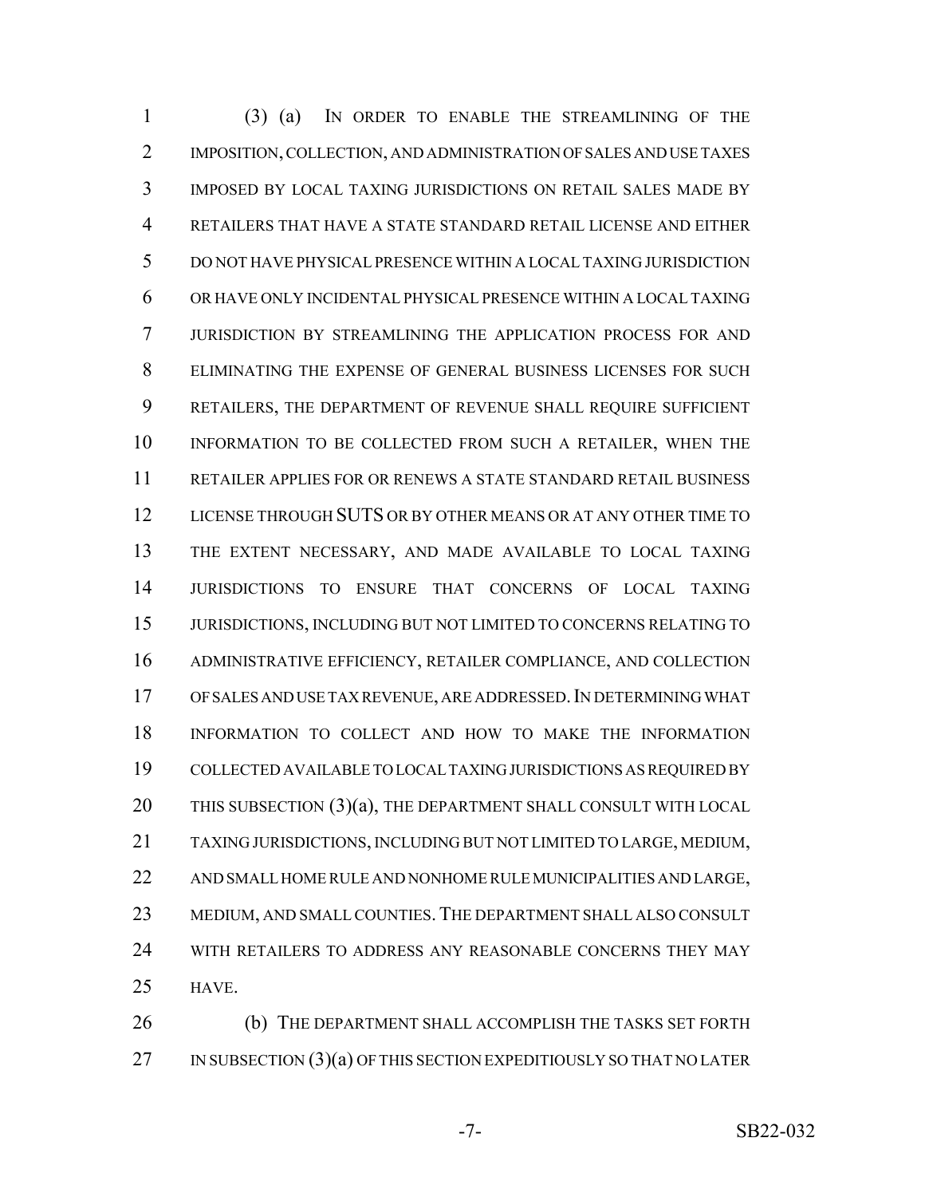(3) (a) IN ORDER TO ENABLE THE STREAMLINING OF THE IMPOSITION, COLLECTION, AND ADMINISTRATION OF SALES AND USE TAXES IMPOSED BY LOCAL TAXING JURISDICTIONS ON RETAIL SALES MADE BY RETAILERS THAT HAVE A STATE STANDARD RETAIL LICENSE AND EITHER DO NOT HAVE PHYSICAL PRESENCE WITHIN A LOCAL TAXING JURISDICTION OR HAVE ONLY INCIDENTAL PHYSICAL PRESENCE WITHIN A LOCAL TAXING JURISDICTION BY STREAMLINING THE APPLICATION PROCESS FOR AND ELIMINATING THE EXPENSE OF GENERAL BUSINESS LICENSES FOR SUCH RETAILERS, THE DEPARTMENT OF REVENUE SHALL REQUIRE SUFFICIENT INFORMATION TO BE COLLECTED FROM SUCH A RETAILER, WHEN THE RETAILER APPLIES FOR OR RENEWS A STATE STANDARD RETAIL BUSINESS LICENSE THROUGH SUTS OR BY OTHER MEANS OR AT ANY OTHER TIME TO THE EXTENT NECESSARY, AND MADE AVAILABLE TO LOCAL TAXING JURISDICTIONS TO ENSURE THAT CONCERNS OF LOCAL TAXING JURISDICTIONS, INCLUDING BUT NOT LIMITED TO CONCERNS RELATING TO ADMINISTRATIVE EFFICIENCY, RETAILER COMPLIANCE, AND COLLECTION OF SALES AND USE TAX REVENUE, ARE ADDRESSED. IN DETERMINING WHAT INFORMATION TO COLLECT AND HOW TO MAKE THE INFORMATION COLLECTED AVAILABLE TO LOCAL TAXING JURISDICTIONS AS REQUIRED BY THIS SUBSECTION (3)(a), THE DEPARTMENT SHALL CONSULT WITH LOCAL TAXING JURISDICTIONS, INCLUDING BUT NOT LIMITED TO LARGE, MEDIUM, AND SMALL HOME RULE AND NONHOME RULE MUNICIPALITIES AND LARGE, MEDIUM, AND SMALL COUNTIES. THE DEPARTMENT SHALL ALSO CONSULT WITH RETAILERS TO ADDRESS ANY REASONABLE CONCERNS THEY MAY HAVE.

(b) THE DEPARTMENT SHALL ACCOMPLISH THE TASKS SET FORTH IN SUBSECTION (3)(a) OF THIS SECTION EXPEDITIOUSLY SO THAT NO LATER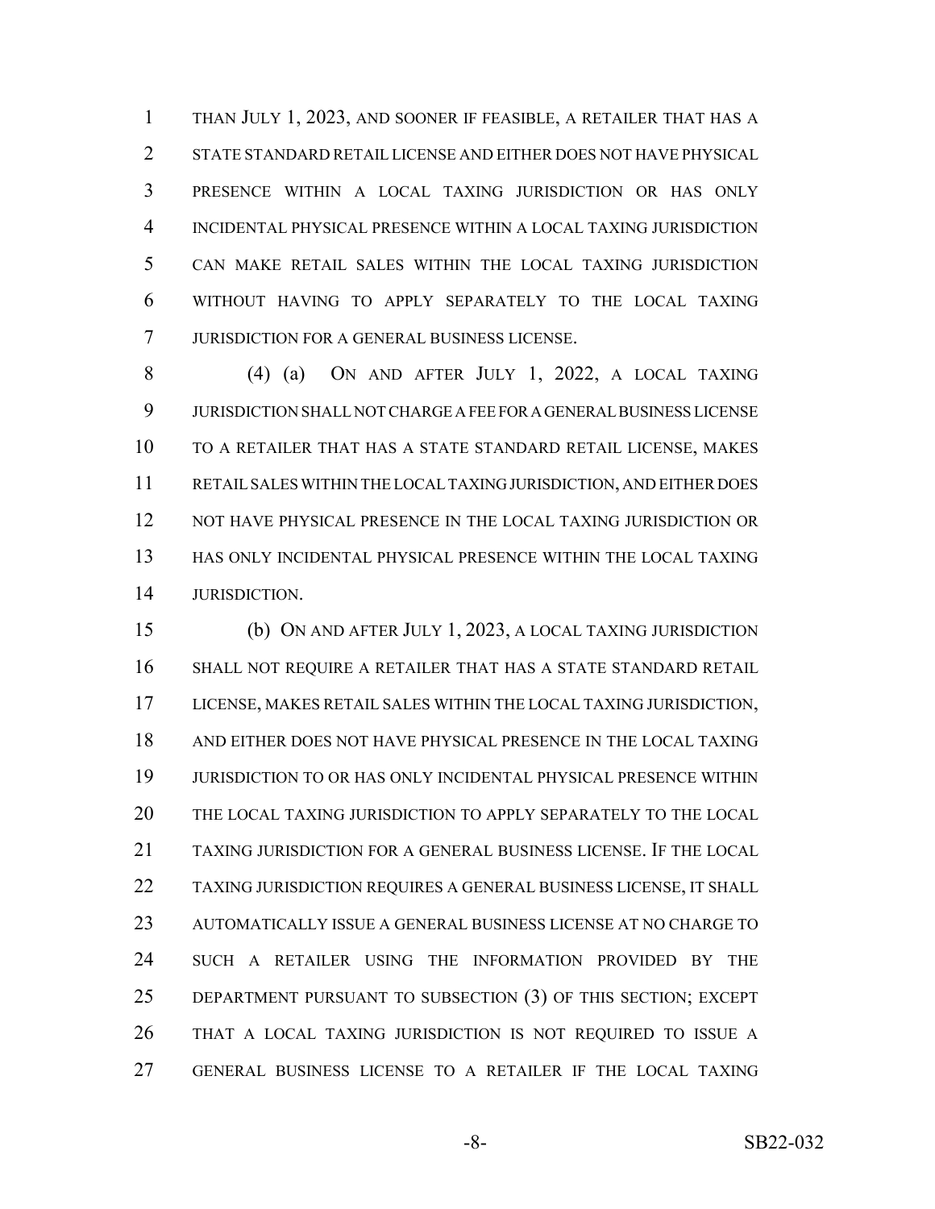THAN JULY 1, 2023, AND SOONER IF FEASIBLE, A RETAILER THAT HAS A STATE STANDARD RETAIL LICENSE AND EITHER DOES NOT HAVE PHYSICAL PRESENCE WITHIN A LOCAL TAXING JURISDICTION OR HAS ONLY INCIDENTAL PHYSICAL PRESENCE WITHIN A LOCAL TAXING JURISDICTION CAN MAKE RETAIL SALES WITHIN THE LOCAL TAXING JURISDICTION WITHOUT HAVING TO APPLY SEPARATELY TO THE LOCAL TAXING JURISDICTION FOR A GENERAL BUSINESS LICENSE.

(4) (a) ON AND AFTER JULY 1, 2022, A LOCAL TAXING JURISDICTION SHALL NOT CHARGE A FEE FOR A GENERAL BUSINESS LICENSE TO A RETAILER THAT HAS A STATE STANDARD RETAIL LICENSE, MAKES RETAIL SALES WITHIN THE LOCAL TAXING JURISDICTION, AND EITHER DOES NOT HAVE PHYSICAL PRESENCE IN THE LOCAL TAXING JURISDICTION OR HAS ONLY INCIDENTAL PHYSICAL PRESENCE WITHIN THE LOCAL TAXING JURISDICTION.

(b) ON AND AFTER JULY 1, 2023, A LOCAL TAXING JURISDICTION SHALL NOT REQUIRE A RETAILER THAT HAS A STATE STANDARD RETAIL LICENSE, MAKES RETAIL SALES WITHIN THE LOCAL TAXING JURISDICTION, AND EITHER DOES NOT HAVE PHYSICAL PRESENCE IN THE LOCAL TAXING JURISDICTION TO OR HAS ONLY INCIDENTAL PHYSICAL PRESENCE WITHIN THE LOCAL TAXING JURISDICTION TO APPLY SEPARATELY TO THE LOCAL TAXING JURISDICTION FOR A GENERAL BUSINESS LICENSE. IF THE LOCAL TAXING JURISDICTION REQUIRES A GENERAL BUSINESS LICENSE, IT SHALL AUTOMATICALLY ISSUE A GENERAL BUSINESS LICENSE AT NO CHARGE TO SUCH A RETAILER USING THE INFORMATION PROVIDED BY THE DEPARTMENT PURSUANT TO SUBSECTION (3) OF THIS SECTION; EXCEPT THAT A LOCAL TAXING JURISDICTION IS NOT REQUIRED TO ISSUE A GENERAL BUSINESS LICENSE TO A RETAILER IF THE LOCAL TAXING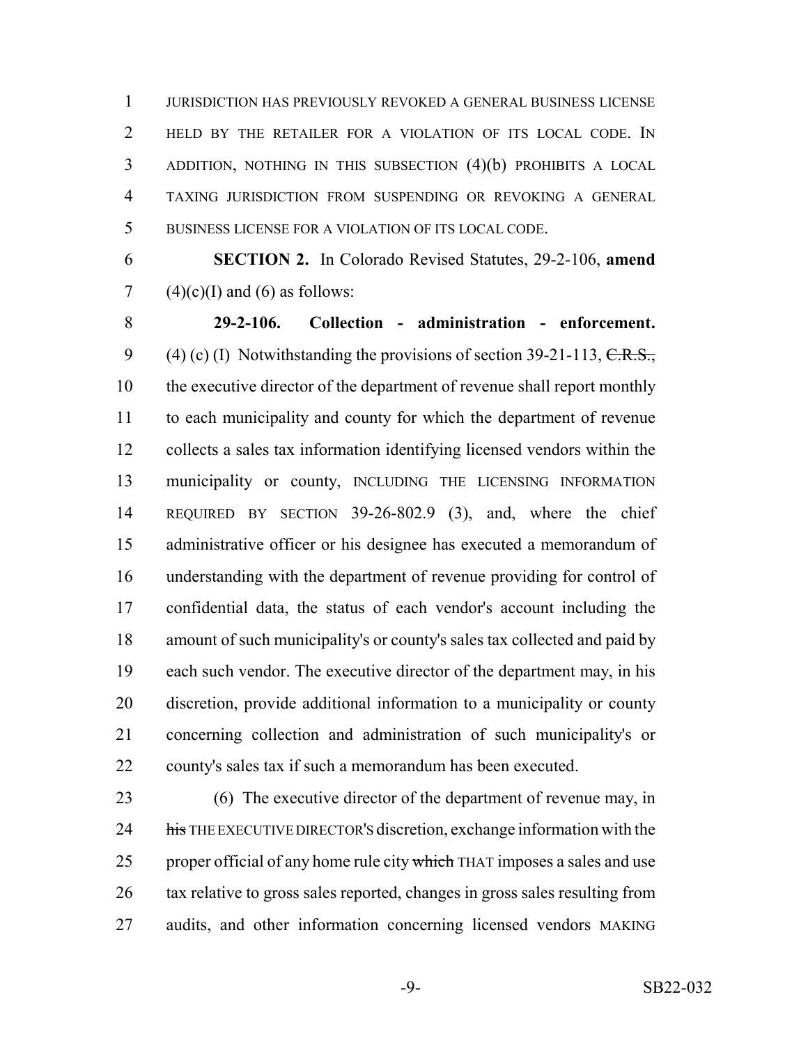JURISDICTION HAS PREVIOUSLY REVOKED A GENERAL BUSINESS LICENSE HELD BY THE RETAILER FOR A VIOLATION OF ITS LOCAL CODE. IN ADDITION, NOTHING IN THIS SUBSECTION (4)(b) PROHIBITS A LOCAL TAXING JURISDICTION FROM SUSPENDING OR REVOKING A GENERAL BUSINESS LICENSE FOR A VIOLATION OF ITS LOCAL CODE.

**SECTION 2.** In Colorado Revised Statutes, 29-2-106, **amend** (4)(c)(I) and (6) as follows:

**29-2-106. Collection - administration - enforcement.** (4) (c) (I) Notwithstanding the provisions of section 39-21-113, ~~C.R.S.,~~ the executive director of the department of revenue shall report monthly to each municipality and county for which the department of revenue collects a sales tax information identifying licensed vendors within the municipality or county, INCLUDING THE LICENSING INFORMATION REQUIRED BY SECTION 39-26-802.9 (3), and, where the chief administrative officer or his designee has executed a memorandum of understanding with the department of revenue providing for control of confidential data, the status of each vendor's account including the amount of such municipality's or county's sales tax collected and paid by each such vendor. The executive director of the department may, in his discretion, provide additional information to a municipality or county concerning collection and administration of such municipality's or county's sales tax if such a memorandum has been executed.

(6) The executive director of the department of revenue may, in ~~his~~ THE EXECUTIVE DIRECTOR'S discretion, exchange information with the proper official of any home rule city ~~which~~ THAT imposes a sales and use tax relative to gross sales reported, changes in gross sales resulting from audits, and other information concerning licensed vendors MAKING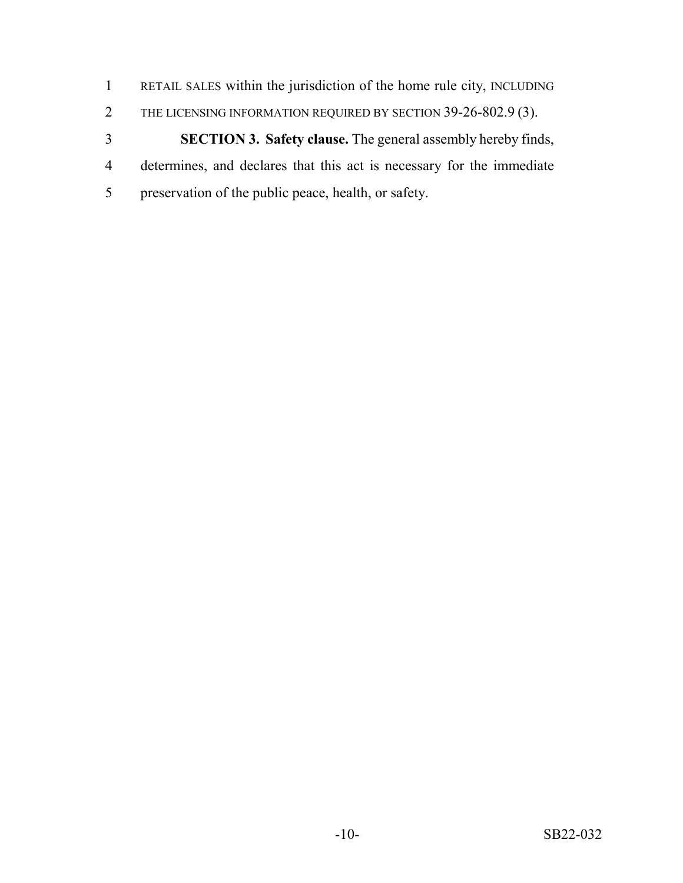RETAIL SALES within the jurisdiction of the home rule city, INCLUDING THE LICENSING INFORMATION REQUIRED BY SECTION 39-26-802.9 (3).

**SECTION 3. Safety clause.** The general assembly hereby finds, determines, and declares that this act is necessary for the immediate preservation of the public peace, health, or safety.